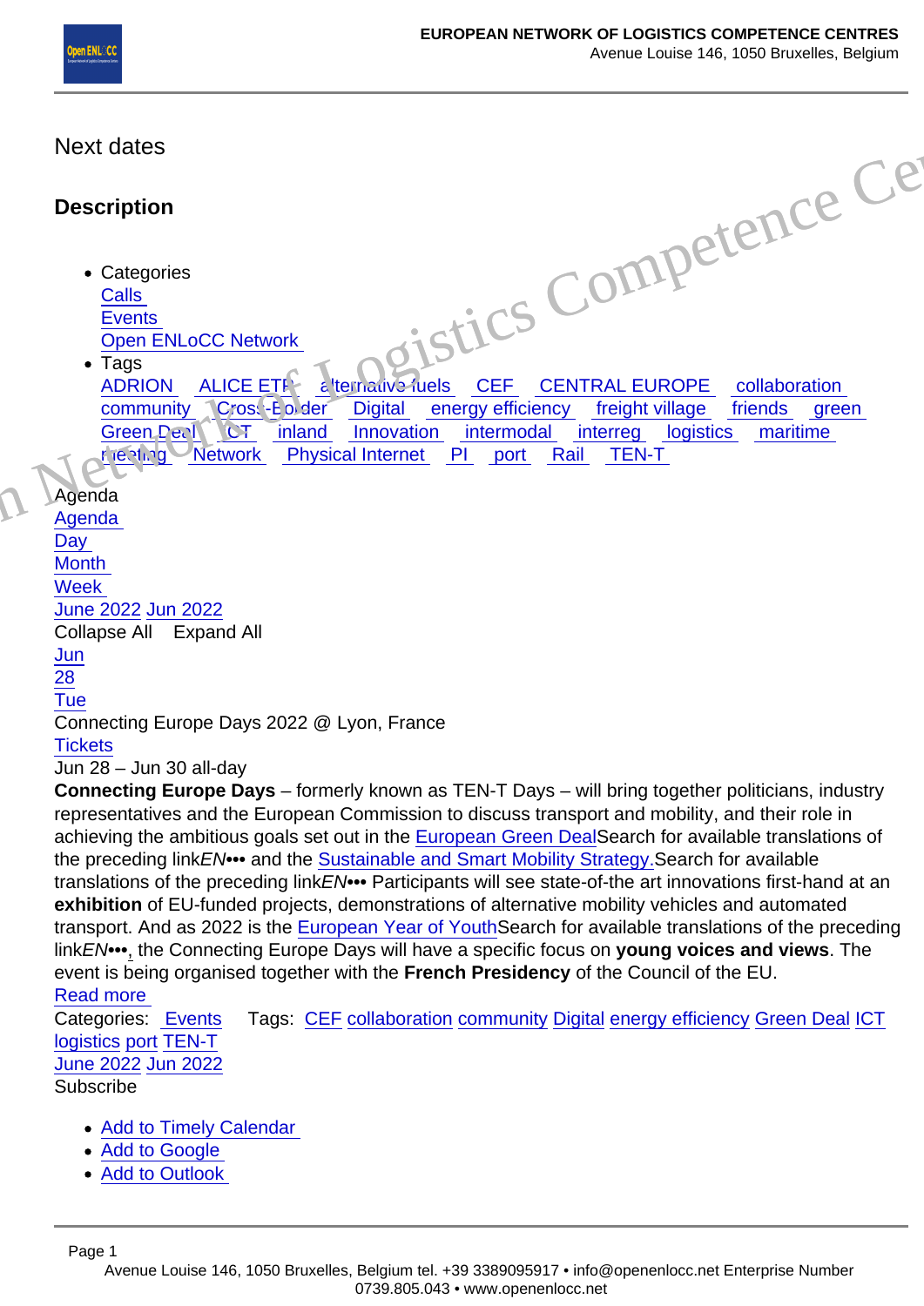Next dates

## Description

- Categories
  Calls
  Events
  Open ENLoCC Network
- Tags
  ADRION ALICE ETP alternative fuels CEF CENTRAL EUROPE collaboration community Cross-Border Digital energy efficiency freight village friends green Green Deal ICT inland Innovation intermodal interreg logistics maritime meeting Network Physical Internet PI port Rail TEN-T

Agenda
Agenda
Day
Month
Week
June 2022 Jun 2022
Collapse All Expand All
Jun
28
Tue
Connecting Europe Days 2022 @ Lyon, France
Tickets
Jun 28 – Jun 30 all-day
**Connecting Europe Days** – formerly known as TEN-T Days – will bring together politicians, industry representatives and the European Commission to discuss transport and mobility, and their role in achieving the ambitious goals set out in the European Green DealSearch for available translations of the preceding link*EN*••• and the Sustainable and Smart Mobility Strategy.Search for available translations of the preceding link*EN*••• Participants will see state-of-the art innovations first-hand at an **exhibition** of EU-funded projects, demonstrations of alternative mobility vehicles and automated transport. And as 2022 is the European Year of YouthSearch for available translations of the preceding link*EN*•••, the Connecting Europe Days will have a specific focus on **young voices and views**. The event is being organised together with the **French Presidency** of the Council of the EU.
Read more
Categories: Events Tags: CEF collaboration community Digital energy efficiency Green Deal ICT logistics port TEN-T
June 2022 Jun 2022
Subscribe

- Add to Timely Calendar
- Add to Google
- Add to Outlook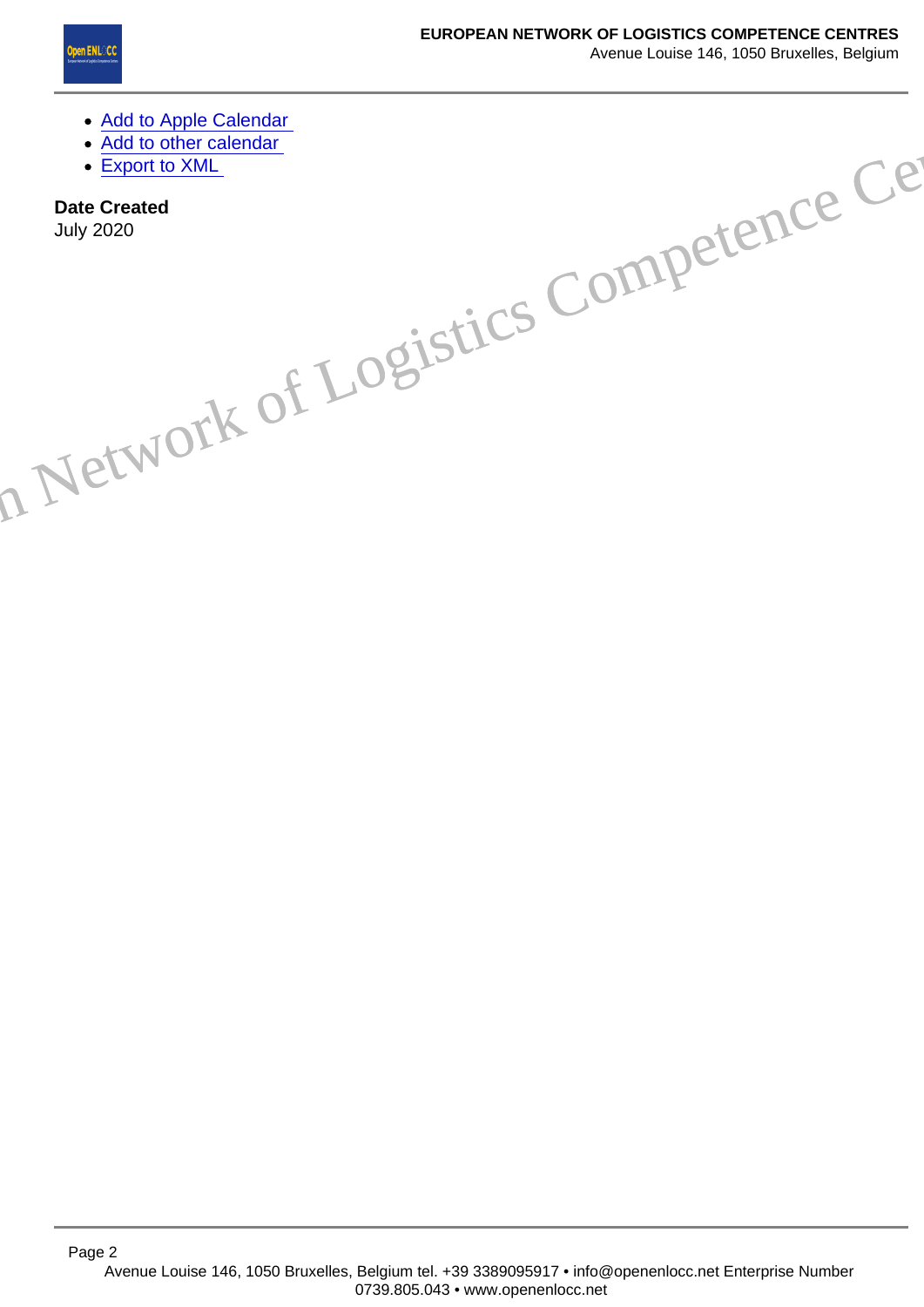- Add to Apple Calendar
- Add to other calendar
- Export to XML

**Date Created**
July 2020